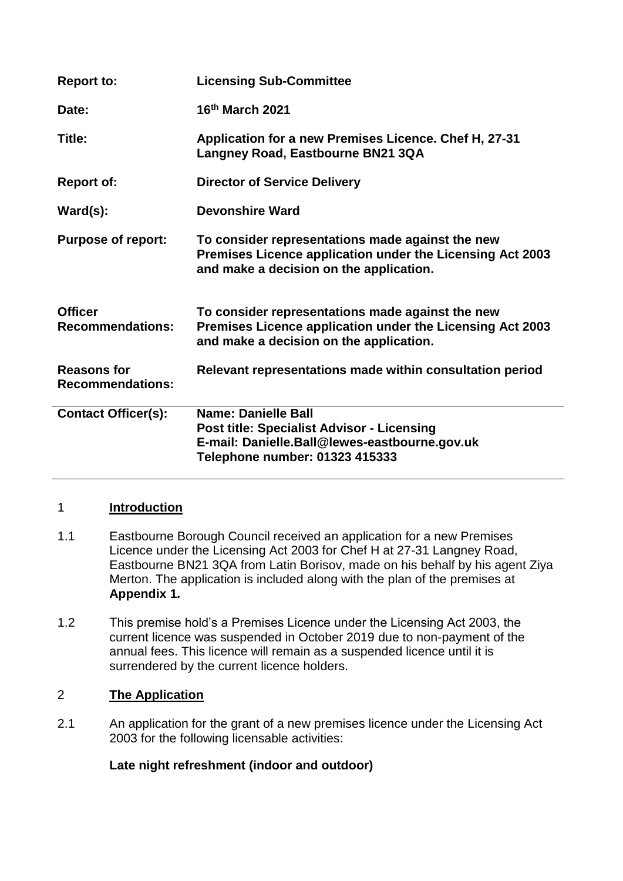| | |
|---|---|
| **Report to:** | **Licensing Sub-Committee** |
| **Date:** | **16th March 2021** |
| **Title:** | **Application for a new Premises Licence. Chef H, 27-31 Langney Road, Eastbourne BN21 3QA** |
| **Report of:** | **Director of Service Delivery** |
| **Ward(s):** | **Devonshire Ward** |
| **Purpose of report:** | **To consider representations made against the new Premises Licence application under the Licensing Act 2003 and make a decision on the application.** |
| **Officer Recommendations:** | **To consider representations made against the new Premises Licence application under the Licensing Act 2003 and make a decision on the application.** |
| **Reasons for Recommendations:** | **Relevant representations made within consultation period** |
| **Contact Officer(s):** | **Name: Danielle Ball**<br>**Post title: Specialist Advisor - Licensing**<br>**E-mail: Danielle.Ball@lewes-eastbourne.gov.uk**<br>**Telephone number: 01323 415333** |

## 1 Introduction

1.1 Eastbourne Borough Council received an application for a new Premises Licence under the Licensing Act 2003 for Chef H at 27-31 Langney Road, Eastbourne BN21 3QA from Latin Borisov, made on his behalf by his agent Ziya Merton. The application is included along with the plan of the premises at **Appendix 1***.*

1.2 This premise hold's a Premises Licence under the Licensing Act 2003, the current licence was suspended in October 2019 due to non-payment of the annual fees. This licence will remain as a suspended licence until it is surrendered by the current licence holders.

## 2 The Application

2.1 An application for the grant of a new premises licence under the Licensing Act 2003 for the following licensable activities:

**Late night refreshment (indoor and outdoor)**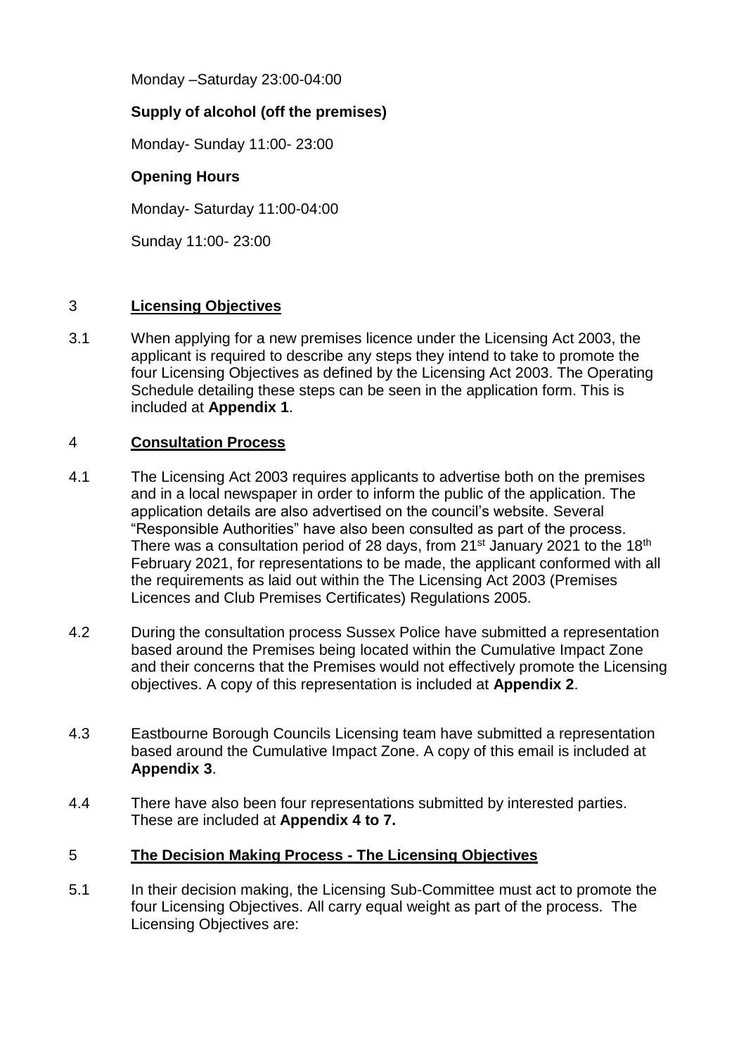Monday –Saturday 23:00-04:00

**Supply of alcohol (off the premises)**

Monday- Sunday 11:00- 23:00

**Opening Hours**

Monday- Saturday 11:00-04:00

Sunday 11:00- 23:00

## 3 Licensing Objectives

3.1 When applying for a new premises licence under the Licensing Act 2003, the applicant is required to describe any steps they intend to take to promote the four Licensing Objectives as defined by the Licensing Act 2003. The Operating Schedule detailing these steps can be seen in the application form. This is included at **Appendix 1**.

## 4 Consultation Process

4.1 The Licensing Act 2003 requires applicants to advertise both on the premises and in a local newspaper in order to inform the public of the application. The application details are also advertised on the council's website. Several "Responsible Authorities" have also been consulted as part of the process. There was a consultation period of 28 days, from 21st January 2021 to the 18th February 2021, for representations to be made, the applicant conformed with all the requirements as laid out within the The Licensing Act 2003 (Premises Licences and Club Premises Certificates) Regulations 2005.

4.2 During the consultation process Sussex Police have submitted a representation based around the Premises being located within the Cumulative Impact Zone and their concerns that the Premises would not effectively promote the Licensing objectives. A copy of this representation is included at **Appendix 2**.

4.3 Eastbourne Borough Councils Licensing team have submitted a representation based around the Cumulative Impact Zone. A copy of this email is included at **Appendix 3**.

4.4 There have also been four representations submitted by interested parties. These are included at **Appendix 4 to 7.**

## 5 The Decision Making Process - The Licensing Objectives

5.1 In their decision making, the Licensing Sub-Committee must act to promote the four Licensing Objectives. All carry equal weight as part of the process. The Licensing Objectives are: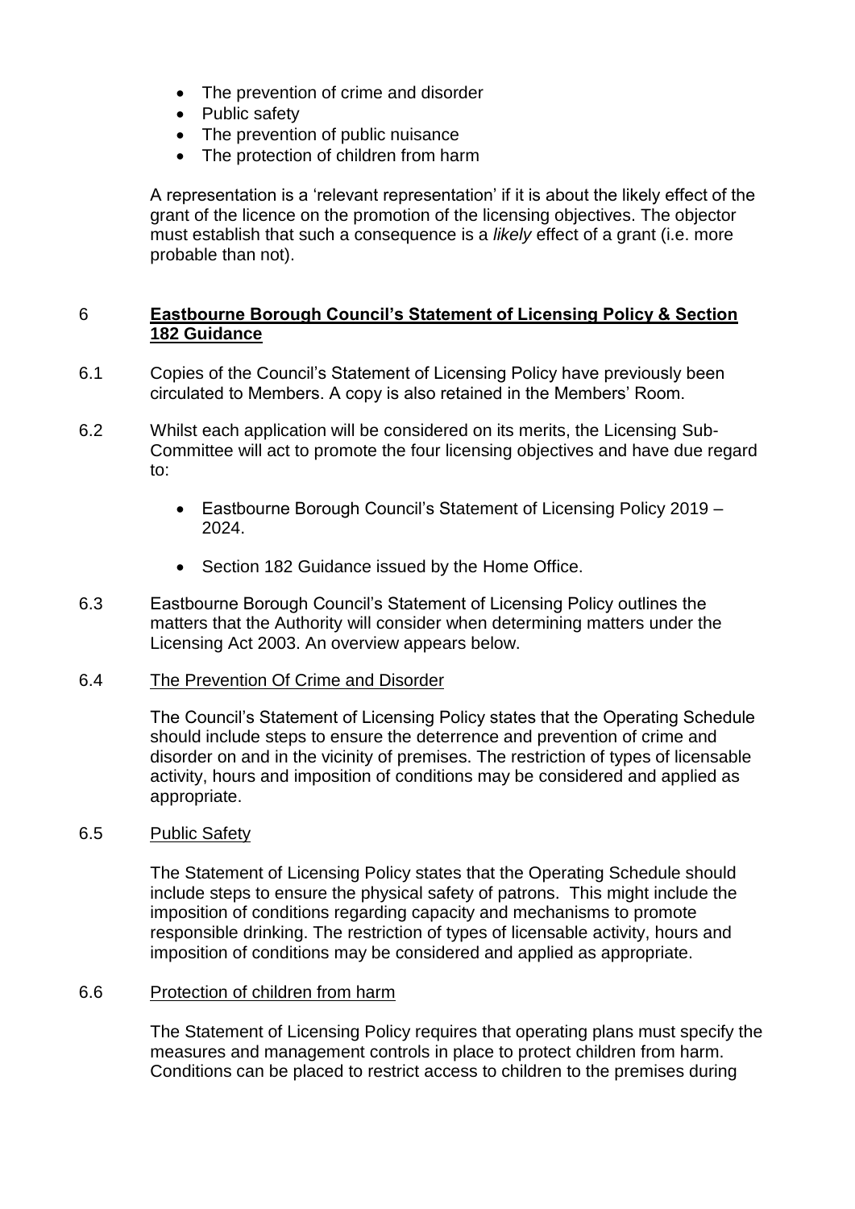- The prevention of crime and disorder
- Public safety
- The prevention of public nuisance
- The protection of children from harm

A representation is a 'relevant representation' if it is about the likely effect of the grant of the licence on the promotion of the licensing objectives. The objector must establish that such a consequence is a *likely* effect of a grant (i.e. more probable than not).

## 6 Eastbourne Borough Council's Statement of Licensing Policy & Section 182 Guidance

6.1 Copies of the Council's Statement of Licensing Policy have previously been circulated to Members. A copy is also retained in the Members' Room.

6.2 Whilst each application will be considered on its merits, the Licensing Sub-Committee will act to promote the four licensing objectives and have due regard to:

- Eastbourne Borough Council's Statement of Licensing Policy 2019 – 2024.
- Section 182 Guidance issued by the Home Office.

6.3 Eastbourne Borough Council's Statement of Licensing Policy outlines the matters that the Authority will consider when determining matters under the Licensing Act 2003. An overview appears below.

6.4 The Prevention Of Crime and Disorder

The Council's Statement of Licensing Policy states that the Operating Schedule should include steps to ensure the deterrence and prevention of crime and disorder on and in the vicinity of premises. The restriction of types of licensable activity, hours and imposition of conditions may be considered and applied as appropriate.

6.5 Public Safety

The Statement of Licensing Policy states that the Operating Schedule should include steps to ensure the physical safety of patrons. This might include the imposition of conditions regarding capacity and mechanisms to promote responsible drinking. The restriction of types of licensable activity, hours and imposition of conditions may be considered and applied as appropriate.

6.6 Protection of children from harm

The Statement of Licensing Policy requires that operating plans must specify the measures and management controls in place to protect children from harm. Conditions can be placed to restrict access to children to the premises during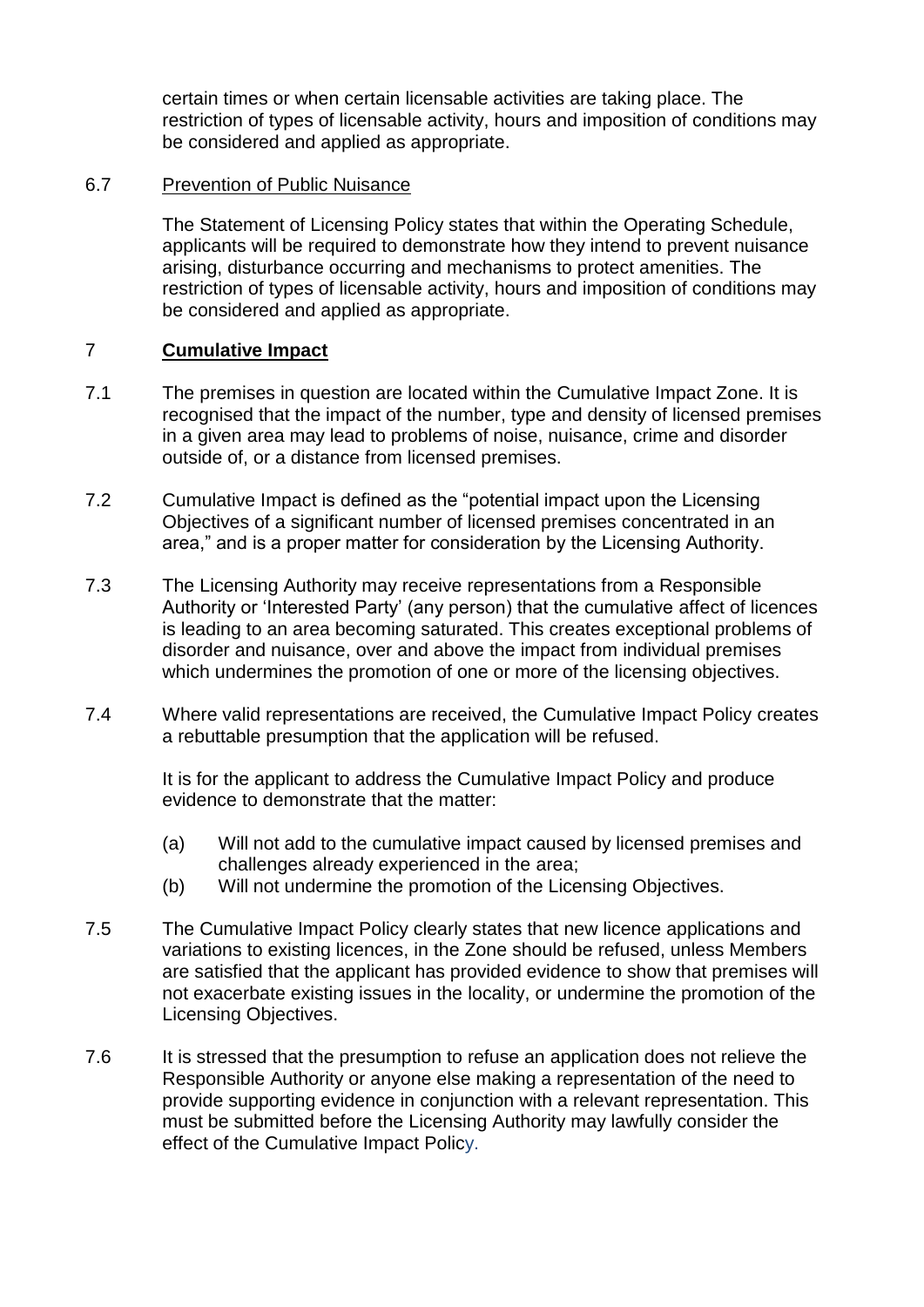certain times or when certain licensable activities are taking place. The restriction of types of licensable activity, hours and imposition of conditions may be considered and applied as appropriate.

6.7 Prevention of Public Nuisance

The Statement of Licensing Policy states that within the Operating Schedule, applicants will be required to demonstrate how they intend to prevent nuisance arising, disturbance occurring and mechanisms to protect amenities. The restriction of types of licensable activity, hours and imposition of conditions may be considered and applied as appropriate.

## 7 Cumulative Impact

7.1 The premises in question are located within the Cumulative Impact Zone. It is recognised that the impact of the number, type and density of licensed premises in a given area may lead to problems of noise, nuisance, crime and disorder outside of, or a distance from licensed premises.

7.2 Cumulative Impact is defined as the "potential impact upon the Licensing Objectives of a significant number of licensed premises concentrated in an area," and is a proper matter for consideration by the Licensing Authority.

7.3 The Licensing Authority may receive representations from a Responsible Authority or 'Interested Party' (any person) that the cumulative affect of licences is leading to an area becoming saturated. This creates exceptional problems of disorder and nuisance, over and above the impact from individual premises which undermines the promotion of one or more of the licensing objectives.

7.4 Where valid representations are received, the Cumulative Impact Policy creates a rebuttable presumption that the application will be refused.

It is for the applicant to address the Cumulative Impact Policy and produce evidence to demonstrate that the matter:

(a) Will not add to the cumulative impact caused by licensed premises and challenges already experienced in the area;
(b) Will not undermine the promotion of the Licensing Objectives.

7.5 The Cumulative Impact Policy clearly states that new licence applications and variations to existing licences, in the Zone should be refused, unless Members are satisfied that the applicant has provided evidence to show that premises will not exacerbate existing issues in the locality, or undermine the promotion of the Licensing Objectives.

7.6 It is stressed that the presumption to refuse an application does not relieve the Responsible Authority or anyone else making a representation of the need to provide supporting evidence in conjunction with a relevant representation. This must be submitted before the Licensing Authority may lawfully consider the effect of the Cumulative Impact Policy.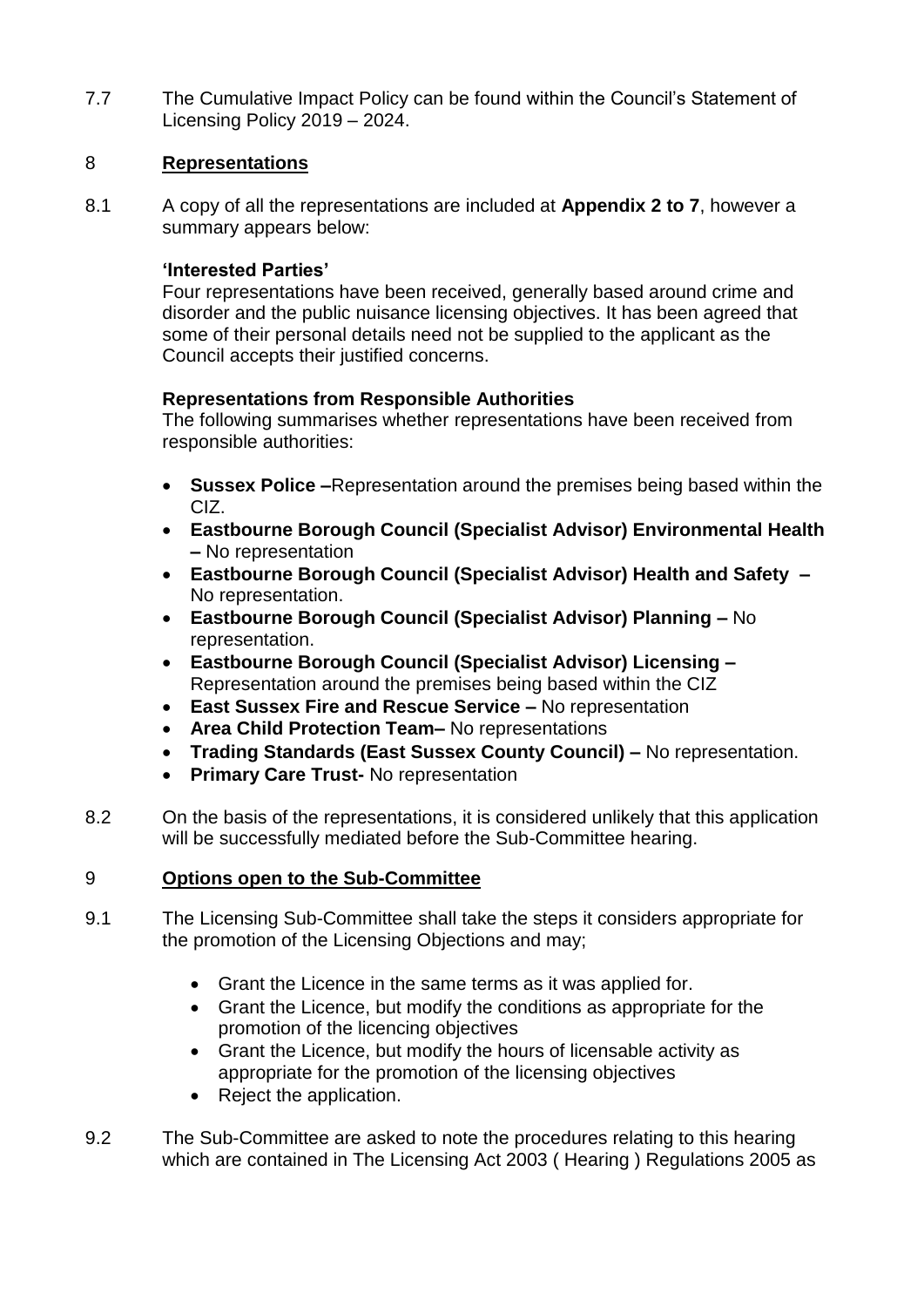7.7 The Cumulative Impact Policy can be found within the Council's Statement of Licensing Policy 2019 – 2024.

## 8 Representations

8.1 A copy of all the representations are included at **Appendix 2 to 7**, however a summary appears below:

**'Interested Parties'**
Four representations have been received, generally based around crime and disorder and the public nuisance licensing objectives. It has been agreed that some of their personal details need not be supplied to the applicant as the Council accepts their justified concerns.

**Representations from Responsible Authorities**
The following summarises whether representations have been received from responsible authorities:

- **Sussex Police –**Representation around the premises being based within the CIZ.
- **Eastbourne Borough Council (Specialist Advisor) Environmental Health –** No representation
- **Eastbourne Borough Council (Specialist Advisor) Health and Safety –** No representation.
- **Eastbourne Borough Council (Specialist Advisor) Planning –** No representation.
- **Eastbourne Borough Council (Specialist Advisor) Licensing –** Representation around the premises being based within the CIZ
- **East Sussex Fire and Rescue Service –** No representation
- **Area Child Protection Team–** No representations
- **Trading Standards (East Sussex County Council) –** No representation.
- **Primary Care Trust-** No representation

8.2 On the basis of the representations, it is considered unlikely that this application will be successfully mediated before the Sub-Committee hearing.

## 9 Options open to the Sub-Committee

9.1 The Licensing Sub-Committee shall take the steps it considers appropriate for the promotion of the Licensing Objections and may;

- Grant the Licence in the same terms as it was applied for.
- Grant the Licence, but modify the conditions as appropriate for the promotion of the licencing objectives
- Grant the Licence, but modify the hours of licensable activity as appropriate for the promotion of the licensing objectives
- Reject the application.

9.2 The Sub-Committee are asked to note the procedures relating to this hearing which are contained in The Licensing Act 2003 ( Hearing ) Regulations 2005 as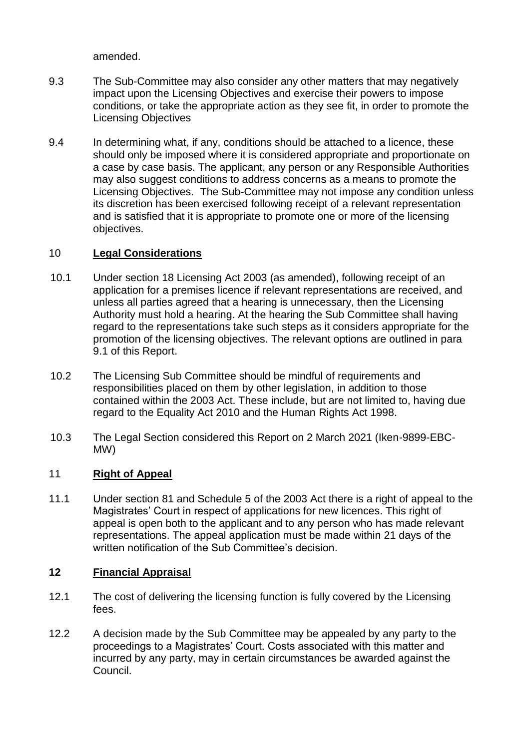amended.

9.3 The Sub-Committee may also consider any other matters that may negatively impact upon the Licensing Objectives and exercise their powers to impose conditions, or take the appropriate action as they see fit, in order to promote the Licensing Objectives

9.4 In determining what, if any, conditions should be attached to a licence, these should only be imposed where it is considered appropriate and proportionate on a case by case basis. The applicant, any person or any Responsible Authorities may also suggest conditions to address concerns as a means to promote the Licensing Objectives. The Sub-Committee may not impose any condition unless its discretion has been exercised following receipt of a relevant representation and is satisfied that it is appropriate to promote one or more of the licensing objectives.

## 10 **Legal Considerations**

10.1 Under section 18 Licensing Act 2003 (as amended), following receipt of an application for a premises licence if relevant representations are received, and unless all parties agreed that a hearing is unnecessary, then the Licensing Authority must hold a hearing. At the hearing the Sub Committee shall having regard to the representations take such steps as it considers appropriate for the promotion of the licensing objectives. The relevant options are outlined in para 9.1 of this Report.

10.2 The Licensing Sub Committee should be mindful of requirements and responsibilities placed on them by other legislation, in addition to those contained within the 2003 Act. These include, but are not limited to, having due regard to the Equality Act 2010 and the Human Rights Act 1998.

10.3 The Legal Section considered this Report on 2 March 2021 (Iken-9899-EBC-MW)

## 11 **Right of Appeal**

11.1 Under section 81 and Schedule 5 of the 2003 Act there is a right of appeal to the Magistrates' Court in respect of applications for new licences. This right of appeal is open both to the applicant and to any person who has made relevant representations. The appeal application must be made within 21 days of the written notification of the Sub Committee's decision.

## **12 Financial Appraisal**

12.1 The cost of delivering the licensing function is fully covered by the Licensing fees.

12.2 A decision made by the Sub Committee may be appealed by any party to the proceedings to a Magistrates' Court. Costs associated with this matter and incurred by any party, may in certain circumstances be awarded against the Council.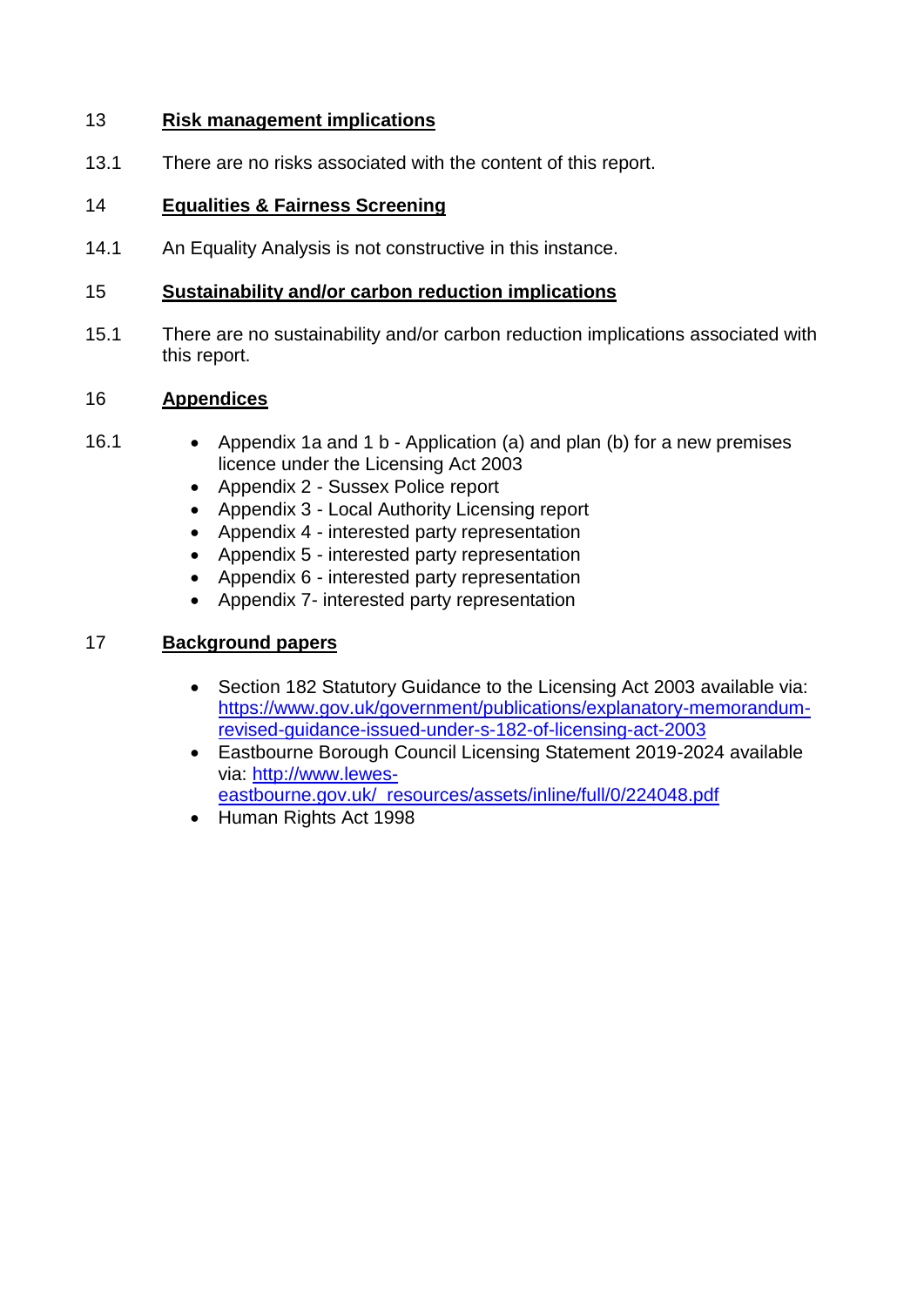## 13 Risk management implications

13.1 There are no risks associated with the content of this report.

## 14 Equalities & Fairness Screening

14.1 An Equality Analysis is not constructive in this instance.

## 15 Sustainability and/or carbon reduction implications

15.1 There are no sustainability and/or carbon reduction implications associated with this report.

## 16 Appendices

16.1

- Appendix 1a and 1 b - Application (a) and plan (b) for a new premises licence under the Licensing Act 2003
- Appendix 2 - Sussex Police report
- Appendix 3 - Local Authority Licensing report
- Appendix 4 - interested party representation
- Appendix 5 - interested party representation
- Appendix 6 - interested party representation
- Appendix 7- interested party representation

## 17 Background papers

- Section 182 Statutory Guidance to the Licensing Act 2003 available via: [https://www.gov.uk/government/publications/explanatory-memorandum-revised-guidance-issued-under-s-182-of-licensing-act-2003](https://www.gov.uk/government/publications/explanatory-memorandum-revised-guidance-issued-under-s-182-of-licensing-act-2003)
- Eastbourne Borough Council Licensing Statement 2019-2024 available via: [http://www.lewes-eastbourne.gov.uk/_resources/assets/inline/full/0/224048.pdf](http://www.lewes-eastbourne.gov.uk/_resources/assets/inline/full/0/224048.pdf)
- Human Rights Act 1998